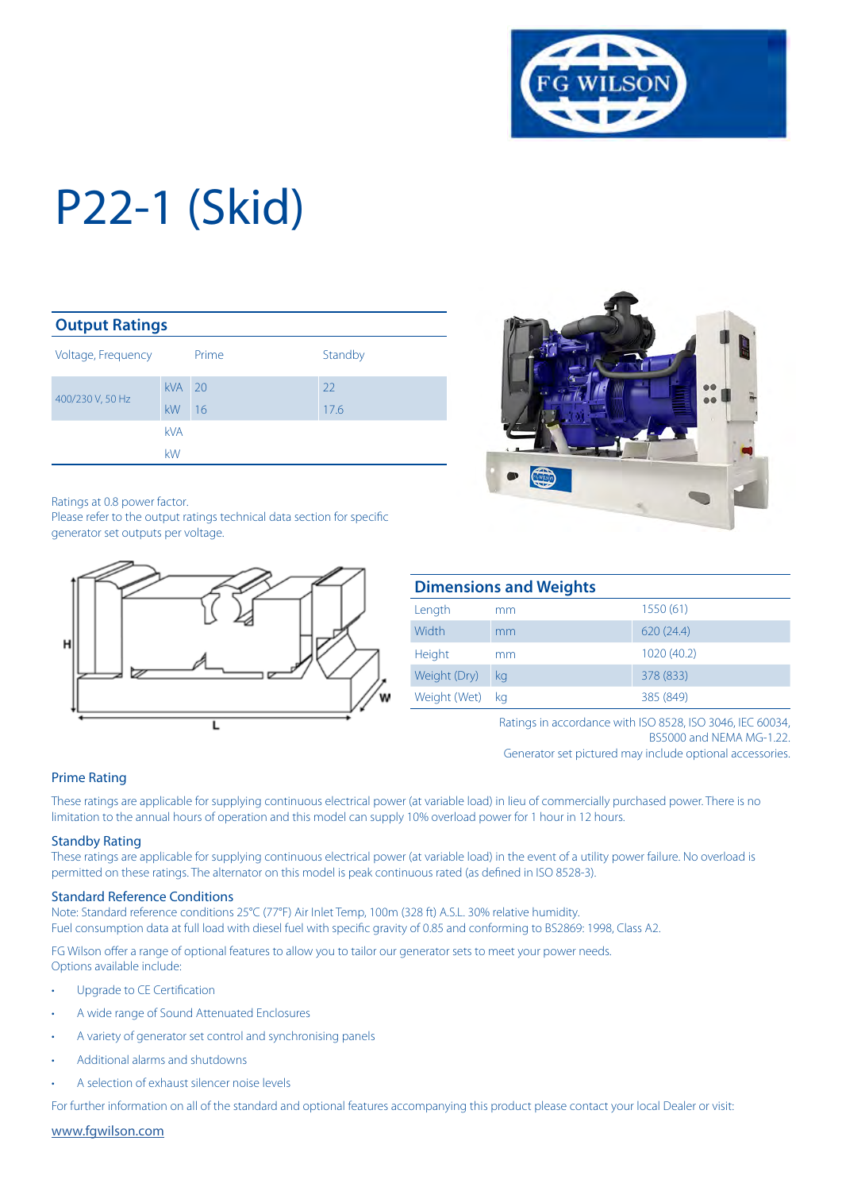# P22-1 (Skid)

## Output Ratings

| Voltage, Frequency | | Prime | Standby |
|---|---|---|---|
| 400/230 V, 50 Hz | kVA | 20 | 22 |
| | kW | 16 | 17.6 |
| | kVA | | |
| | kW | | |

Ratings at 0.8 power factor.
Please refer to the output ratings technical data section for specific generator set outputs per voltage.

## Dimensions and Weights

| | | |
|---|---|---|
| Length | mm | 1550 (61) |
| Width | mm | 620 (24.4) |
| Height | mm | 1020 (40.2) |
| Weight (Dry) | kg | 378 (833) |
| Weight (Wet) | kg | 385 (849) |

Ratings in accordance with ISO 8528, ISO 3046, IEC 60034, BS5000 and NEMA MG-1.22.
Generator set pictured may include optional accessories.

### Prime Rating

These ratings are applicable for supplying continuous electrical power (at variable load) in lieu of commercially purchased power. There is no limitation to the annual hours of operation and this model can supply 10% overload power for 1 hour in 12 hours.

### Standby Rating

These ratings are applicable for supplying continuous electrical power (at variable load) in the event of a utility power failure. No overload is permitted on these ratings. The alternator on this model is peak continuous rated (as defined in ISO 8528-3).

### Standard Reference Conditions

Note: Standard reference conditions 25°C (77°F) Air Inlet Temp, 100m (328 ft) A.S.L. 30% relative humidity.
Fuel consumption data at full load with diesel fuel with specific gravity of 0.85 and conforming to BS2869: 1998, Class A2.

FG Wilson offer a range of optional features to allow you to tailor our generator sets to meet your power needs.
Options available include:

- Upgrade to CE Certification
- A wide range of Sound Attenuated Enclosures
- A variety of generator set control and synchronising panels
- Additional alarms and shutdowns
- A selection of exhaust silencer noise levels

For further information on all of the standard and optional features accompanying this product please contact your local Dealer or visit:

www.fgwilson.com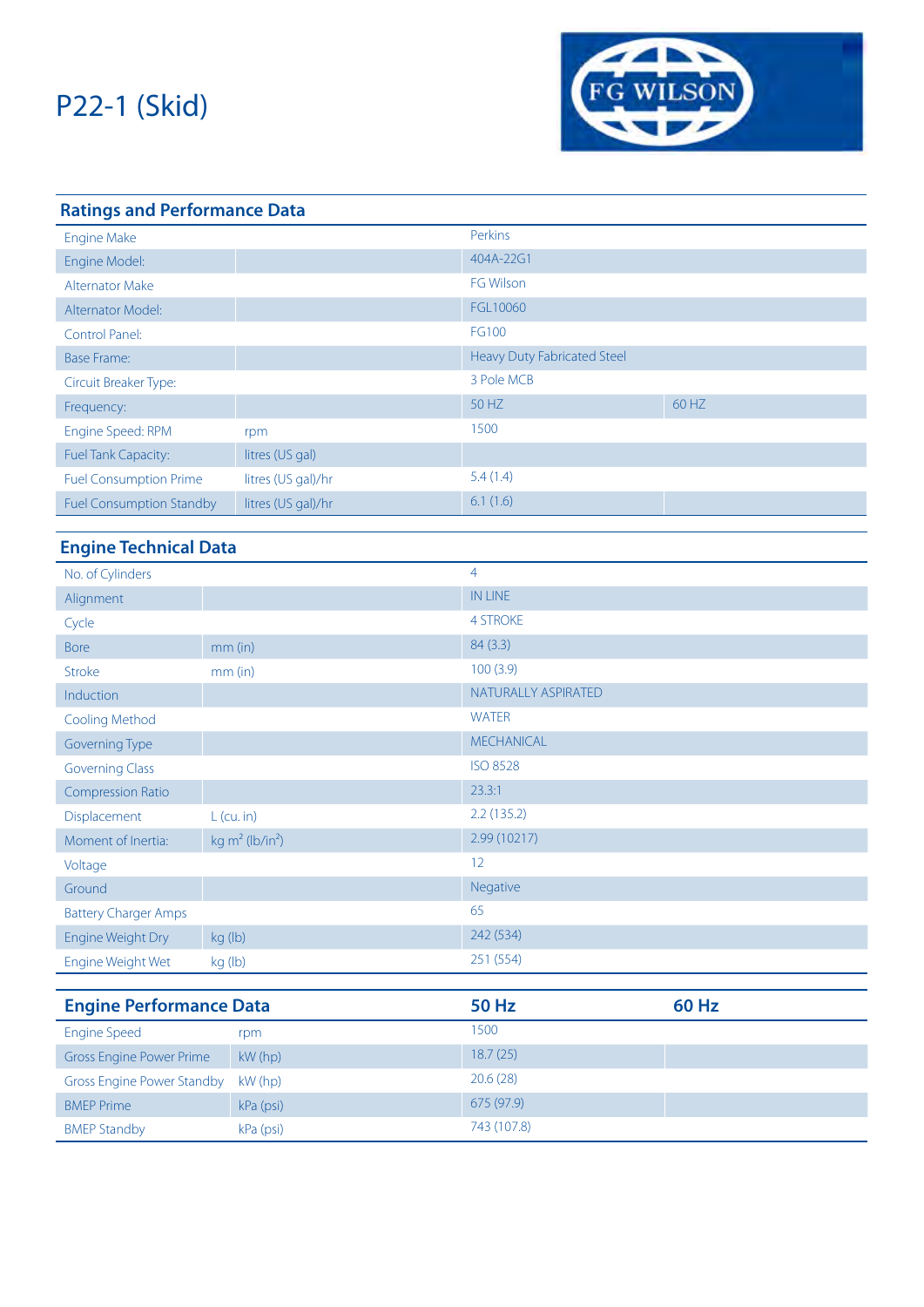# P22-1 (Skid)

## Ratings and Performance Data

| | | | |
|---|---|---|---|
| Engine Make | | Perkins | |
| Engine Model: | | 404A-22G1 | |
| Alternator Make | | FG Wilson | |
| Alternator Model: | | FGL10060 | |
| Control Panel: | | FG100 | |
| Base Frame: | | Heavy Duty Fabricated Steel | |
| Circuit Breaker Type: | | 3 Pole MCB | |
| Frequency: | | 50 HZ | 60 HZ |
| Engine Speed: RPM | rpm | 1500 | |
| Fuel Tank Capacity: | litres (US gal) | | |
| Fuel Consumption Prime | litres (US gal)/hr | 5.4 (1.4) | |
| Fuel Consumption Standby | litres (US gal)/hr | 6.1 (1.6) | |

## Engine Technical Data

| | | |
|---|---|---|
| No. of Cylinders | | 4 |
| Alignment | | IN LINE |
| Cycle | | 4 STROKE |
| Bore | mm (in) | 84 (3.3) |
| Stroke | mm (in) | 100 (3.9) |
| Induction | | NATURALLY ASPIRATED |
| Cooling Method | | WATER |
| Governing Type | | MECHANICAL |
| Governing Class | | ISO 8528 |
| Compression Ratio | | 23.3:1 |
| Displacement | L (cu. in) | 2.2 (135.2) |
| Moment of Inertia: | kg m² (lb/in²) | 2.99 (10217) |
| Voltage | | 12 |
| Ground | | Negative |
| Battery Charger Amps | | 65 |
| Engine Weight Dry | kg (lb) | 242 (534) |
| Engine Weight Wet | kg (lb) | 251 (554) |

## Engine Performance Data

| Engine Performance Data | | 50 Hz | 60 Hz |
|---|---|---|---|
| Engine Speed | rpm | 1500 | |
| Gross Engine Power Prime | kW (hp) | 18.7 (25) | |
| Gross Engine Power Standby | kW (hp) | 20.6 (28) | |
| BMEP Prime | kPa (psi) | 675 (97.9) | |
| BMEP Standby | kPa (psi) | 743 (107.8) | |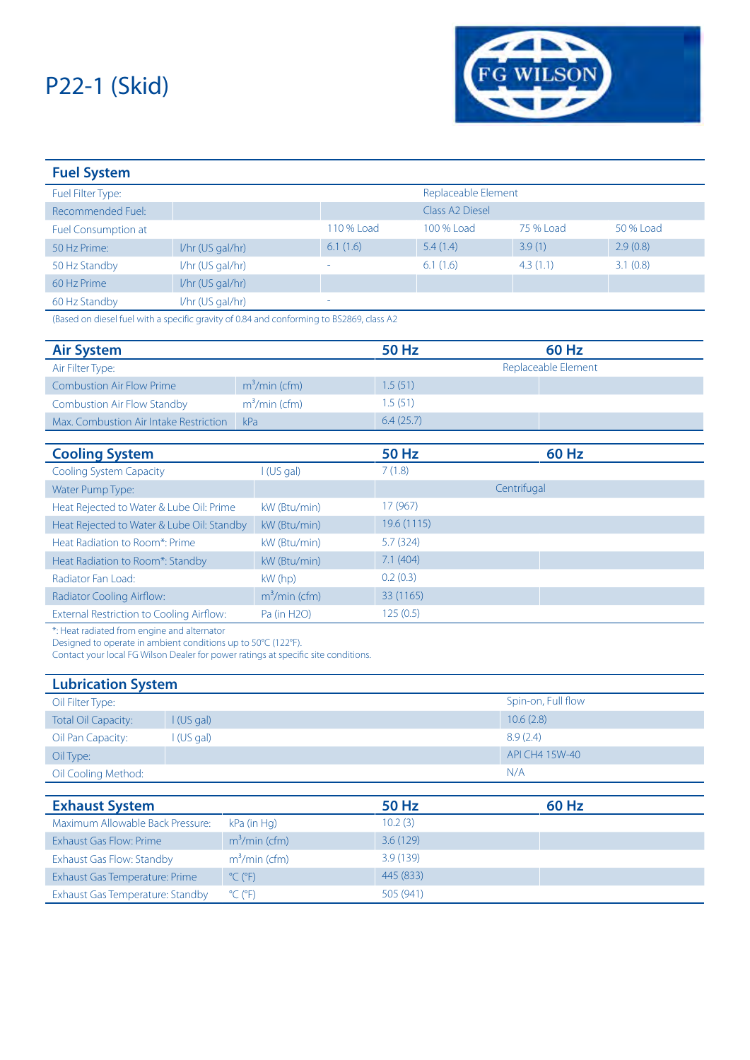# P22-1 (Skid)

## Fuel System

| | | | | | |
|---|---|---|---|---|---|
| Fuel Filter Type: | | | Replaceable Element | | |
| Recommended Fuel: | | | Class A2 Diesel | | |
| Fuel Consumption at | | 110 % Load | 100 % Load | 75 % Load | 50 % Load |
| 50 Hz Prime: | l/hr (US gal/hr) | 6.1 (1.6) | 5.4 (1.4) | 3.9 (1) | 2.9 (0.8) |
| 50 Hz Standby | l/hr (US gal/hr) | - | 6.1 (1.6) | 4.3 (1.1) | 3.1 (0.8) |
| 60 Hz Prime | l/hr (US gal/hr) | | | | |
| 60 Hz Standby | l/hr (US gal/hr) | - | | | |

(Based on diesel fuel with a specific gravity of 0.84 and conforming to BS2869, class A2

## Air System

| Air System | | 50 Hz | 60 Hz |
|---|---|---|---|
| Air Filter Type: | | Replaceable Element | |
| Combustion Air Flow Prime | $m^3$/min (cfm) | 1.5 (51) | |
| Combustion Air Flow Standby | $m^3$/min (cfm) | 1.5 (51) | |
| Max. Combustion Air Intake Restriction | kPa | 6.4 (25.7) | |

## Cooling System

| Cooling System | | 50 Hz | 60 Hz |
|---|---|---|---|
| Cooling System Capacity | l (US gal) | 7 (1.8) | |
| Water Pump Type: | | Centrifugal | |
| Heat Rejected to Water & Lube Oil: Prime | kW (Btu/min) | 17 (967) | |
| Heat Rejected to Water & Lube Oil: Standby | kW (Btu/min) | 19.6 (1115) | |
| Heat Radiation to Room*: Prime | kW (Btu/min) | 5.7 (324) | |
| Heat Radiation to Room*: Standby | kW (Btu/min) | 7.1 (404) | |
| Radiator Fan Load: | kW (hp) | 0.2 (0.3) | |
| Radiator Cooling Airflow: | $m^3$/min (cfm) | 33 (1165) | |
| External Restriction to Cooling Airflow: | Pa (in H2O) | 125 (0.5) | |

*: Heat radiated from engine and alternator
Designed to operate in ambient conditions up to 50°C (122°F).
Contact your local FG Wilson Dealer for power ratings at specific site conditions.

## Lubrication System

| | | |
|---|---|---|
| Oil Filter Type: | | Spin-on, Full flow |
| Total Oil Capacity: | l (US gal) | 10.6 (2.8) |
| Oil Pan Capacity: | l (US gal) | 8.9 (2.4) |
| Oil Type: | | API CH4 15W-40 |
| Oil Cooling Method: | | N/A |

## Exhaust System

| Exhaust System | | 50 Hz | 60 Hz |
|---|---|---|---|
| Maximum Allowable Back Pressure: | kPa (in Hg) | 10.2 (3) | |
| Exhaust Gas Flow: Prime | $m^3$/min (cfm) | 3.6 (129) | |
| Exhaust Gas Flow: Standby | $m^3$/min (cfm) | 3.9 (139) | |
| Exhaust Gas Temperature: Prime | °C (°F) | 445 (833) | |
| Exhaust Gas Temperature: Standby | °C (°F) | 505 (941) | |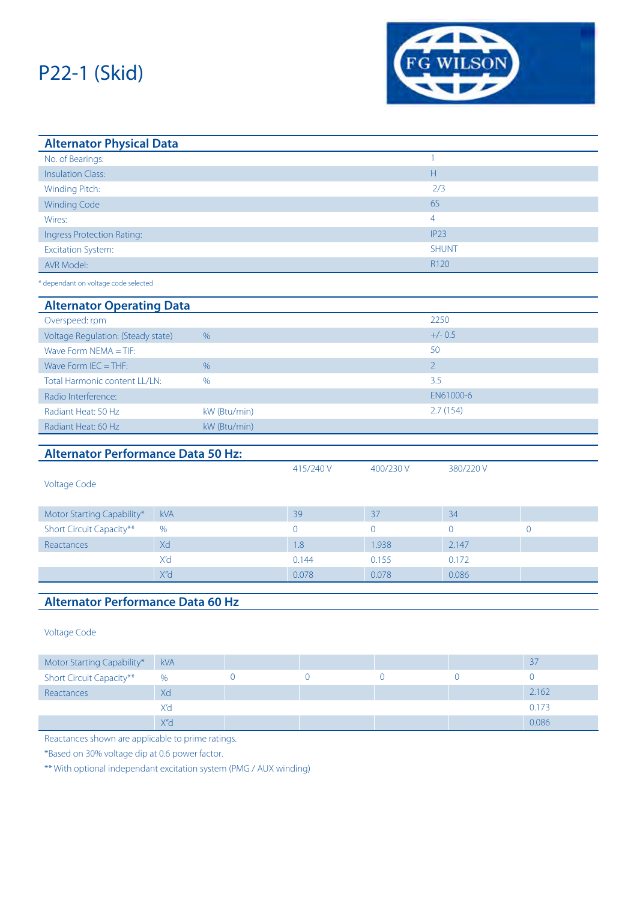# P22-1 (Skid)

## Alternator Physical Data

| | |
|---|---|
| No. of Bearings: | 1 |
| Insulation Class: | H |
| Winding Pitch: | 2/3 |
| Winding Code | 6S |
| Wires: | 4 |
| Ingress Protection Rating: | IP23 |
| Excitation System: | SHUNT |
| AVR Model: | R120 |

* dependant on voltage code selected

## Alternator Operating Data

| | | |
|---|---|---|
| Overspeed: rpm | | 2250 |
| Voltage Regulation: (Steady state) | % | +/- 0.5 |
| Wave Form NEMA = TIF: | | 50 |
| Wave Form IEC = THF: | % | 2 |
| Total Harmonic content LL/LN: | % | 3.5 |
| Radio Interference: | | EN61000-6 |
| Radiant Heat: 50 Hz | kW (Btu/min) | 2.7 (154) |
| Radiant Heat: 60 Hz | kW (Btu/min) | |

## Alternator Performance Data 50 Hz:

| Voltage Code | | 415/240 V | 400/230 V | 380/220 V | |
|---|---|---|---|---|---|
| Motor Starting Capability* | kVA | 39 | 37 | 34 | |
| Short Circuit Capacity** | % | 0 | 0 | 0 | 0 |
| Reactances | Xd | 1.8 | 1.938 | 2.147 | |
| | X'd | 0.144 | 0.155 | 0.172 | |
| | X"d | 0.078 | 0.078 | 0.086 | |

## Alternator Performance Data 60 Hz

| Voltage Code | | | | | | |
|---|---|---|---|---|---|---|
| Motor Starting Capability* | kVA | | | | | 37 |
| Short Circuit Capacity** | % | 0 | 0 | 0 | 0 | 0 |
| Reactances | Xd | | | | | 2.162 |
| | X'd | | | | | 0.173 |
| | X"d | | | | | 0.086 |

Reactances shown are applicable to prime ratings.

*Based on 30% voltage dip at 0.6 power factor.

** With optional independant excitation system (PMG / AUX winding)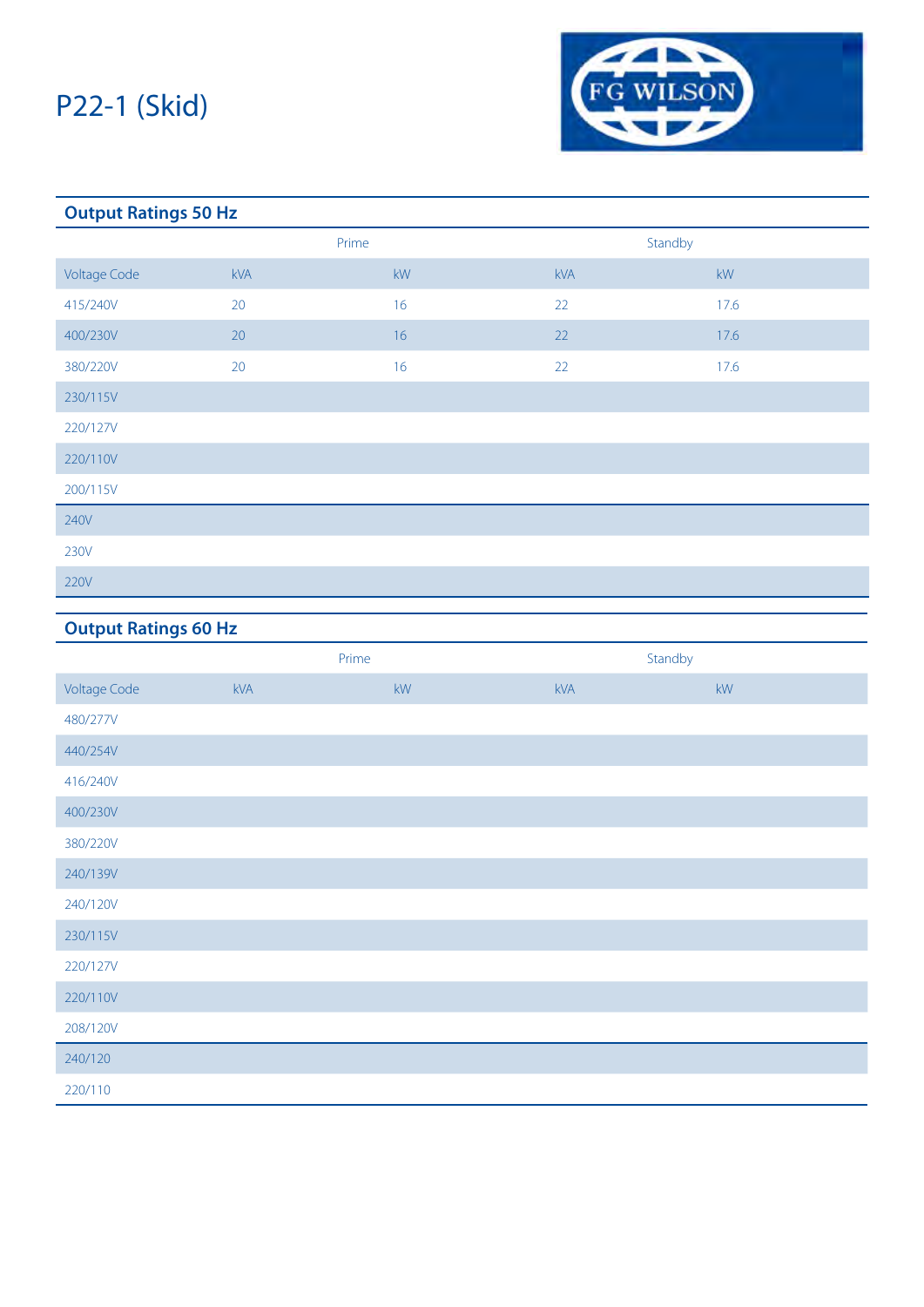# P22-1 (Skid)

## Output Ratings 50 Hz

| | Prime | | Standby | |
|---|---|---|---|---|
| Voltage Code | kVA | kW | kVA | kW |
| 415/240V | 20 | 16 | 22 | 17.6 |
| 400/230V | 20 | 16 | 22 | 17.6 |
| 380/220V | 20 | 16 | 22 | 17.6 |
| 230/115V | | | | |
| 220/127V | | | | |
| 220/110V | | | | |
| 200/115V | | | | |
| 240V | | | | |
| 230V | | | | |
| 220V | | | | |

## Output Ratings 60 Hz

| | Prime | | Standby | |
|---|---|---|---|---|
| Voltage Code | kVA | kW | kVA | kW |
| 480/277V | | | | |
| 440/254V | | | | |
| 416/240V | | | | |
| 400/230V | | | | |
| 380/220V | | | | |
| 240/139V | | | | |
| 240/120V | | | | |
| 230/115V | | | | |
| 220/127V | | | | |
| 220/110V | | | | |
| 208/120V | | | | |
| 240/120 | | | | |
| 220/110 | | | | |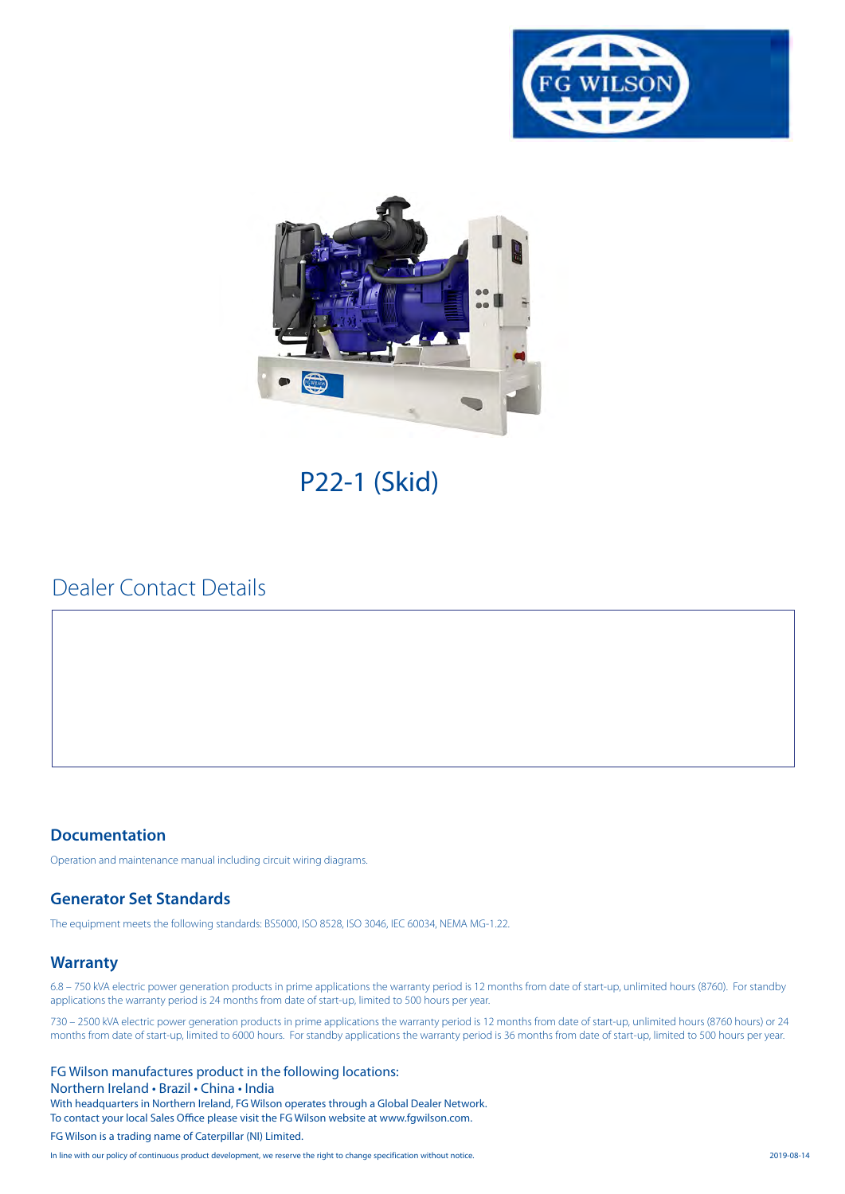# P22-1 (Skid)

## Dealer Contact Details

### Documentation

Operation and maintenance manual including circuit wiring diagrams.

### Generator Set Standards

The equipment meets the following standards: BS5000, ISO 8528, ISO 3046, IEC 60034, NEMA MG-1.22.

### Warranty

6.8 – 750 kVA electric power generation products in prime applications the warranty period is 12 months from date of start-up, unlimited hours (8760). For standby applications the warranty period is 24 months from date of start-up, limited to 500 hours per year.

730 – 2500 kVA electric power generation products in prime applications the warranty period is 12 months from date of start-up, unlimited hours (8760 hours) or 24 months from date of start-up, limited to 6000 hours. For standby applications the warranty period is 36 months from date of start-up, limited to 500 hours per year.

FG Wilson manufactures product in the following locations:
Northern Ireland • Brazil • China • India

With headquarters in Northern Ireland, FG Wilson operates through a Global Dealer Network.
To contact your local Sales Office please visit the FG Wilson website at www.fgwilson.com.

FG Wilson is a trading name of Caterpillar (NI) Limited.

In line with our policy of continuous product development, we reserve the right to change specification without notice.

2019-08-14